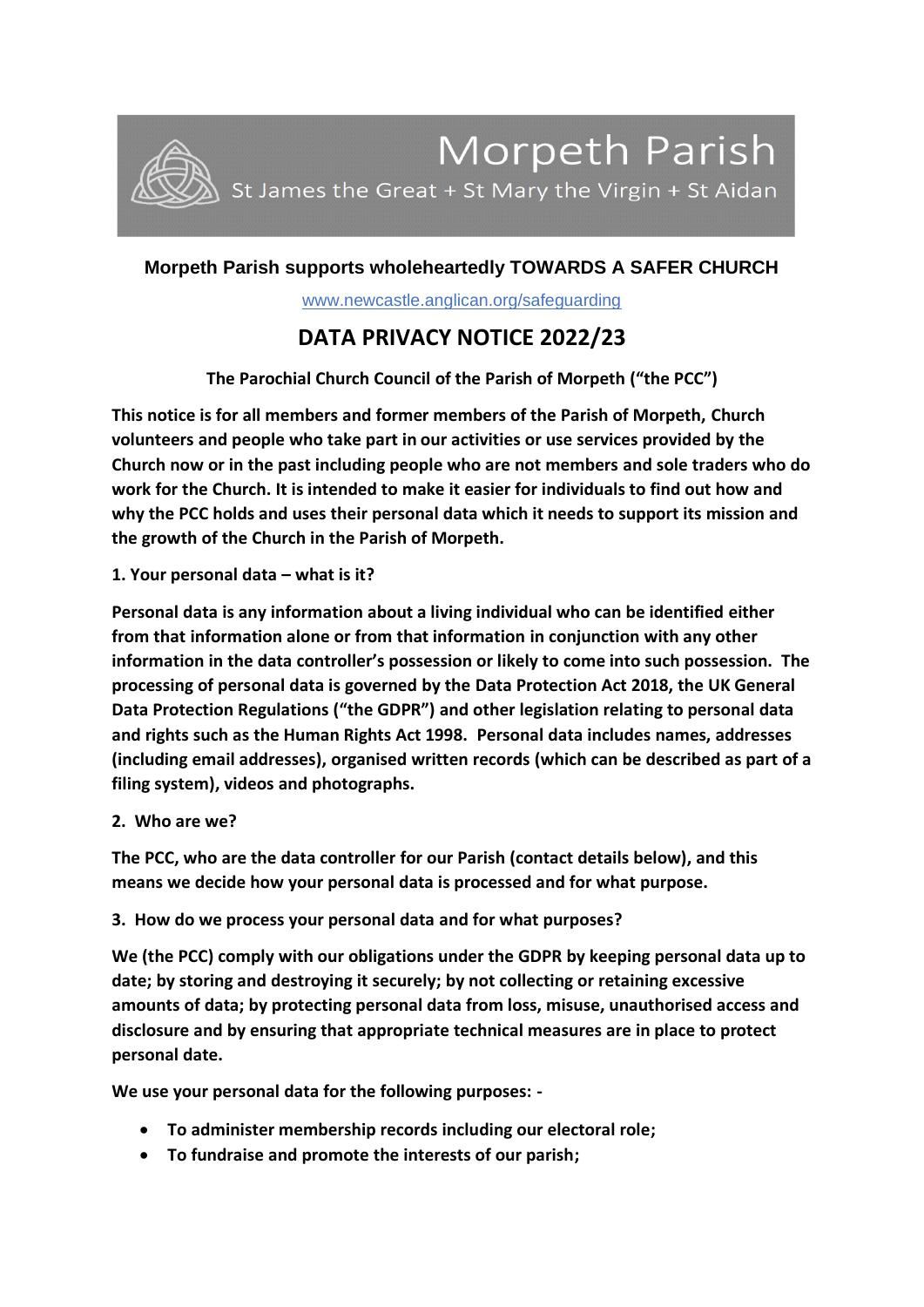# Morpeth Parish

St James the Great + St Mary the Virgin + St Aidan

**Morpeth Parish supports wholeheartedly TOWARDS A SAFER CHURCH**

www.newcastle.anglican.org/safeguarding

## DATA PRIVACY NOTICE 2022/23

**The Parochial Church Council of the Parish of Morpeth ("the PCC")**

**This notice is for all members and former members of the Parish of Morpeth, Church volunteers and people who take part in our activities or use services provided by the Church now or in the past including people who are not members and sole traders who do work for the Church. It is intended to make it easier for individuals to find out how and why the PCC holds and uses their personal data which it needs to support its mission and the growth of the Church in the Parish of Morpeth.**

**1. Your personal data – what is it?**

**Personal data is any information about a living individual who can be identified either from that information alone or from that information in conjunction with any other information in the data controller's possession or likely to come into such possession. The processing of personal data is governed by the Data Protection Act 2018, the UK General Data Protection Regulations ("the GDPR") and other legislation relating to personal data and rights such as the Human Rights Act 1998. Personal data includes names, addresses (including email addresses), organised written records (which can be described as part of a filing system), videos and photographs.**

**2. Who are we?**

**The PCC, who are the data controller for our Parish (contact details below), and this means we decide how your personal data is processed and for what purpose.**

**3. How do we process your personal data and for what purposes?**

**We (the PCC) comply with our obligations under the GDPR by keeping personal data up to date; by storing and destroying it securely; by not collecting or retaining excessive amounts of data; by protecting personal data from loss, misuse, unauthorised access and disclosure and by ensuring that appropriate technical measures are in place to protect personal date.**

**We use your personal data for the following purposes: -**

- **To administer membership records including our electoral role;**
- **To fundraise and promote the interests of our parish;**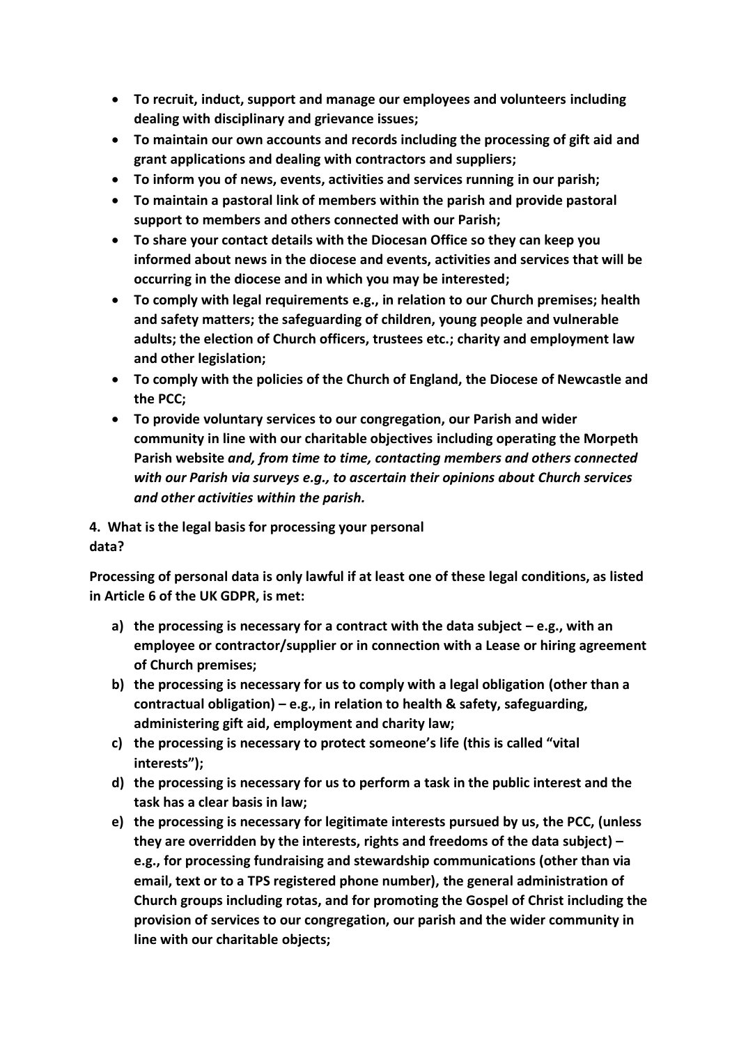- **To recruit, induct, support and manage our employees and volunteers including dealing with disciplinary and grievance issues;**
- **To maintain our own accounts and records including the processing of gift aid and grant applications and dealing with contractors and suppliers;**
- **To inform you of news, events, activities and services running in our parish;**
- **To maintain a pastoral link of members within the parish and provide pastoral support to members and others connected with our Parish;**
- **To share your contact details with the Diocesan Office so they can keep you informed about news in the diocese and events, activities and services that will be occurring in the diocese and in which you may be interested;**
- **To comply with legal requirements e.g., in relation to our Church premises; health and safety matters; the safeguarding of children, young people and vulnerable adults; the election of Church officers, trustees etc.; charity and employment law and other legislation;**
- **To comply with the policies of the Church of England, the Diocese of Newcastle and the PCC;**
- **To provide voluntary services to our congregation, our Parish and wider community in line with our charitable objectives including operating the Morpeth Parish website *and, from time to time, contacting members and others connected with our Parish via surveys e.g., to ascertain their opinions about Church services and other activities within the parish.***

## 4. What is the legal basis for processing your personal data?

**Processing of personal data is only lawful if at least one of these legal conditions, as listed in Article 6 of the UK GDPR, is met:**

a) **the processing is necessary for a contract with the data subject – e.g., with an employee or contractor/supplier or in connection with a Lease or hiring agreement of Church premises;**
b) **the processing is necessary for us to comply with a legal obligation (other than a contractual obligation) – e.g., in relation to health & safety, safeguarding, administering gift aid, employment and charity law;**
c) **the processing is necessary to protect someone's life (this is called "vital interests");**
d) **the processing is necessary for us to perform a task in the public interest and the task has a clear basis in law;**
e) **the processing is necessary for legitimate interests pursued by us, the PCC, (unless they are overridden by the interests, rights and freedoms of the data subject) – e.g., for processing fundraising and stewardship communications (other than via email, text or to a TPS registered phone number), the general administration of Church groups including rotas, and for promoting the Gospel of Christ including the provision of services to our congregation, our parish and the wider community in line with our charitable objects;**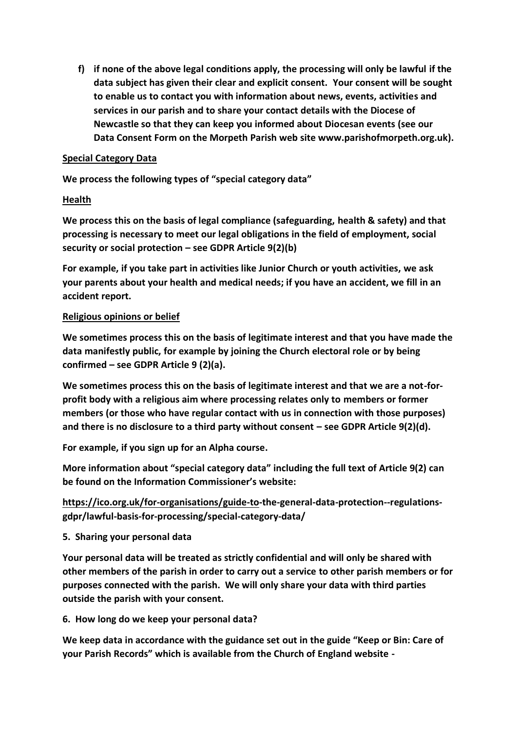**f) if none of the above legal conditions apply, the processing will only be lawful if the data subject has given their clear and explicit consent. Your consent will be sought to enable us to contact you with information about news, events, activities and services in our parish and to share your contact details with the Diocese of Newcastle so that they can keep you informed about Diocesan events (see our Data Consent Form on the Morpeth Parish web site www.parishofmorpeth.org.uk).**

**Special Category Data**

**We process the following types of "special category data"**

**Health**

**We process this on the basis of legal compliance (safeguarding, health & safety) and that processing is necessary to meet our legal obligations in the field of employment, social security or social protection – see GDPR Article 9(2)(b)**

**For example, if you take part in activities like Junior Church or youth activities, we ask your parents about your health and medical needs; if you have an accident, we fill in an accident report.**

**Religious opinions or belief**

**We sometimes process this on the basis of legitimate interest and that you have made the data manifestly public, for example by joining the Church electoral role or by being confirmed – see GDPR Article 9 (2)(a).**

**We sometimes process this on the basis of legitimate interest and that we are a not-for-profit body with a religious aim where processing relates only to members or former members (or those who have regular contact with us in connection with those purposes) and there is no disclosure to a third party without consent – see GDPR Article 9(2)(d).**

**For example, if you sign up for an Alpha course.**

**More information about "special category data" including the full text of Article 9(2) can be found on the Information Commissioner's website:**

**https://ico.org.uk/for-organisations/guide-to-the-general-data-protection--regulations-gdpr/lawful-basis-for-processing/special-category-data/**

**5. Sharing your personal data**

**Your personal data will be treated as strictly confidential and will only be shared with other members of the parish in order to carry out a service to other parish members or for purposes connected with the parish. We will only share your data with third parties outside the parish with your consent.**

**6. How long do we keep your personal data?**

**We keep data in accordance with the guidance set out in the guide "Keep or Bin: Care of your Parish Records" which is available from the Church of England website -**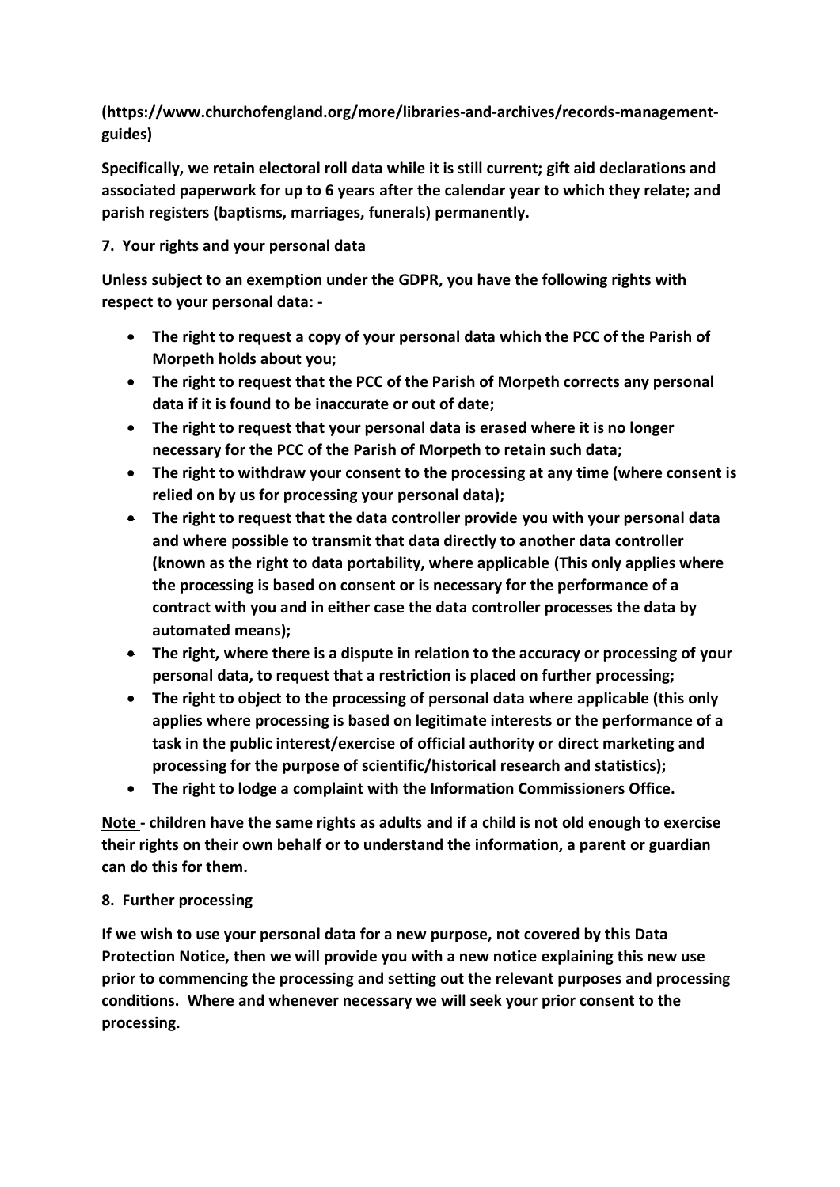**(https://www.churchofengland.org/more/libraries-and-archives/records-management-guides)**

**Specifically, we retain electoral roll data while it is still current; gift aid declarations and associated paperwork for up to 6 years after the calendar year to which they relate; and parish registers (baptisms, marriages, funerals) permanently.**

## 7. Your rights and your personal data

**Unless subject to an exemption under the GDPR, you have the following rights with respect to your personal data: -**

- **The right to request a copy of your personal data which the PCC of the Parish of Morpeth holds about you;**
- **The right to request that the PCC of the Parish of Morpeth corrects any personal data if it is found to be inaccurate or out of date;**
- **The right to request that your personal data is erased where it is no longer necessary for the PCC of the Parish of Morpeth to retain such data;**
- **The right to withdraw your consent to the processing at any time (where consent is relied on by us for processing your personal data);**
- **The right to request that the data controller provide you with your personal data and where possible to transmit that data directly to another data controller (known as the right to data portability, where applicable (This only applies where the processing is based on consent or is necessary for the performance of a contract with you and in either case the data controller processes the data by automated means);**
- **The right, where there is a dispute in relation to the accuracy or processing of your personal data, to request that a restriction is placed on further processing;**
- **The right to object to the processing of personal data where applicable (this only applies where processing is based on legitimate interests or the performance of a task in the public interest/exercise of official authority or direct marketing and processing for the purpose of scientific/historical research and statistics);**
- **The right to lodge a complaint with the Information Commissioners Office.**

**Note - children have the same rights as adults and if a child is not old enough to exercise their rights on their own behalf or to understand the information, a parent or guardian can do this for them.**

## 8. Further processing

**If we wish to use your personal data for a new purpose, not covered by this Data Protection Notice, then we will provide you with a new notice explaining this new use prior to commencing the processing and setting out the relevant purposes and processing conditions. Where and whenever necessary we will seek your prior consent to the processing.**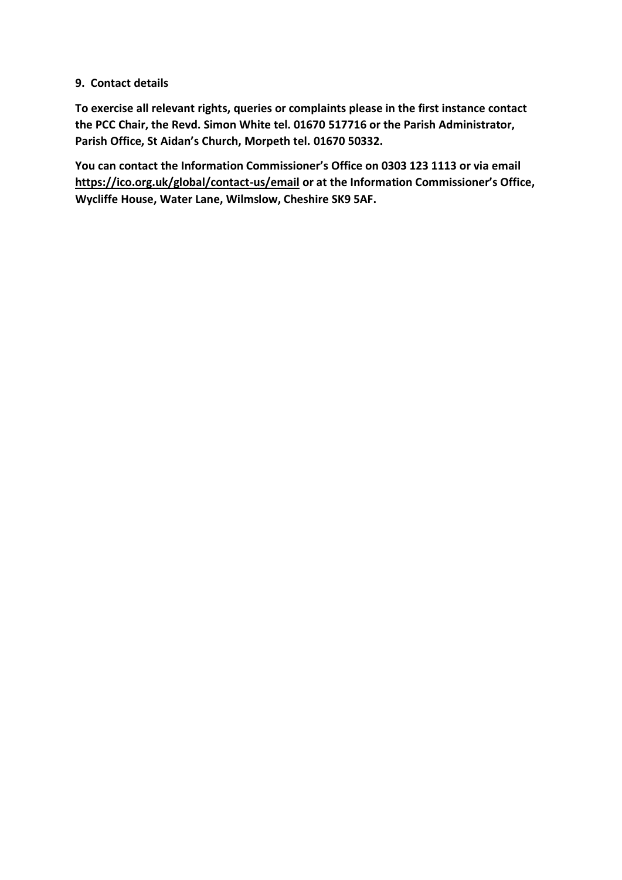## 9. Contact details

**To exercise all relevant rights, queries or complaints please in the first instance contact the PCC Chair, the Revd. Simon White tel. 01670 517716 or the Parish Administrator, Parish Office, St Aidan's Church, Morpeth tel. 01670 50332.**

**You can contact the Information Commissioner's Office on 0303 123 1113 or via email https://ico.org.uk/global/contact-us/email or at the Information Commissioner's Office, Wycliffe House, Water Lane, Wilmslow, Cheshire SK9 5AF.**